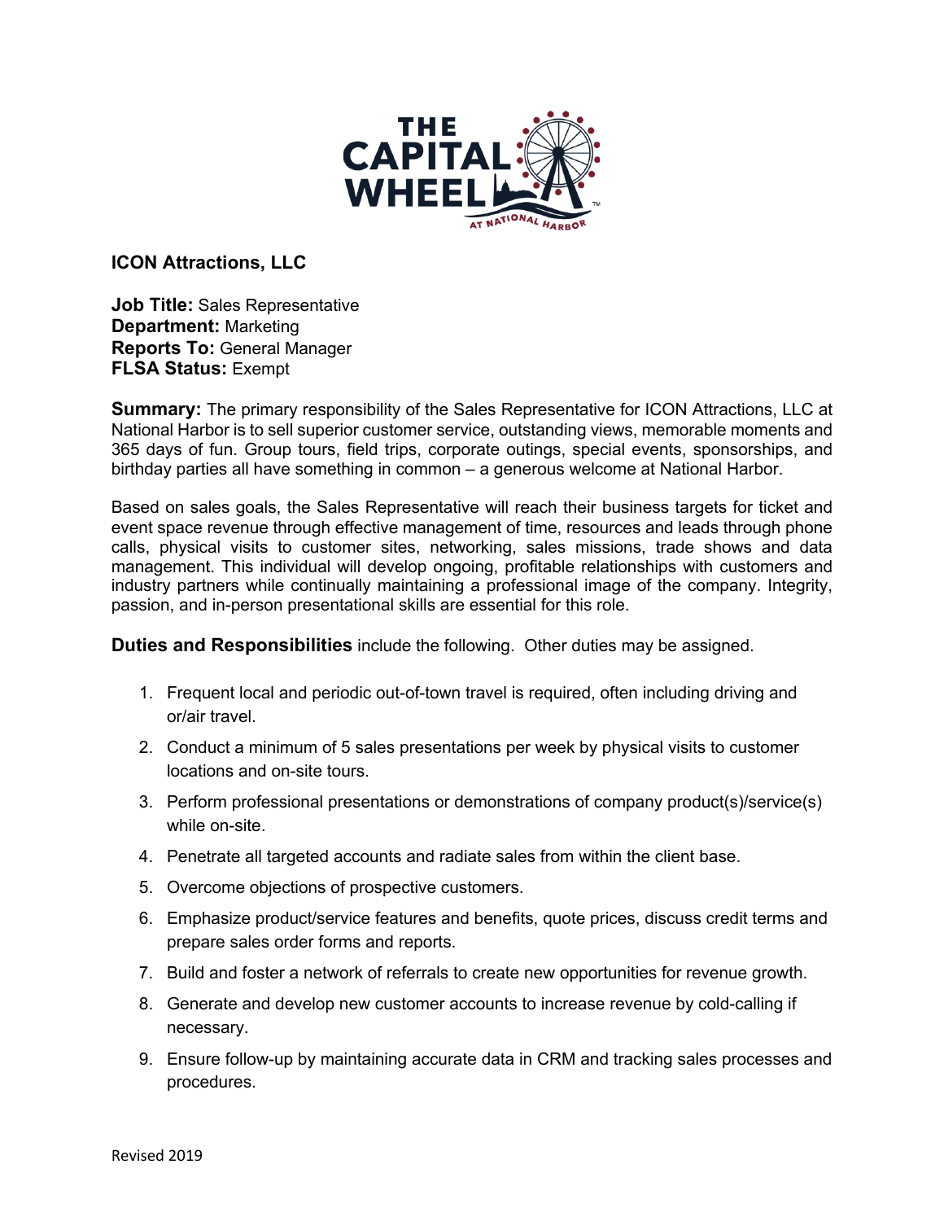## ICON Attractions, LLC

**Job Title:** Sales Representative
**Department:** Marketing
**Reports To:** General Manager
**FLSA Status:** Exempt

**Summary:** The primary responsibility of the Sales Representative for ICON Attractions, LLC at National Harbor is to sell superior customer service, outstanding views, memorable moments and 365 days of fun. Group tours, field trips, corporate outings, special events, sponsorships, and birthday parties all have something in common – a generous welcome at National Harbor.

Based on sales goals, the Sales Representative will reach their business targets for ticket and event space revenue through effective management of time, resources and leads through phone calls, physical visits to customer sites, networking, sales missions, trade shows and data management. This individual will develop ongoing, profitable relationships with customers and industry partners while continually maintaining a professional image of the company. Integrity, passion, and in-person presentational skills are essential for this role.

**Duties and Responsibilities** include the following. Other duties may be assigned.

1. Frequent local and periodic out-of-town travel is required, often including driving and or/air travel.
2. Conduct a minimum of 5 sales presentations per week by physical visits to customer locations and on-site tours.
3. Perform professional presentations or demonstrations of company product(s)/service(s) while on-site.
4. Penetrate all targeted accounts and radiate sales from within the client base.
5. Overcome objections of prospective customers.
6. Emphasize product/service features and benefits, quote prices, discuss credit terms and prepare sales order forms and reports.
7. Build and foster a network of referrals to create new opportunities for revenue growth.
8. Generate and develop new customer accounts to increase revenue by cold-calling if necessary.
9. Ensure follow-up by maintaining accurate data in CRM and tracking sales processes and procedures.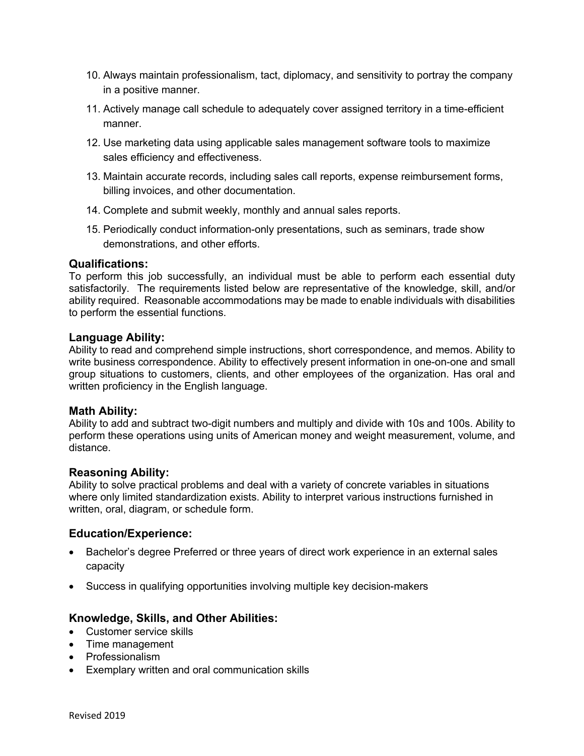10. Always maintain professionalism, tact, diplomacy, and sensitivity to portray the company in a positive manner.
11. Actively manage call schedule to adequately cover assigned territory in a time-efficient manner.
12. Use marketing data using applicable sales management software tools to maximize sales efficiency and effectiveness.
13. Maintain accurate records, including sales call reports, expense reimbursement forms, billing invoices, and other documentation.
14. Complete and submit weekly, monthly and annual sales reports.
15. Periodically conduct information-only presentations, such as seminars, trade show demonstrations, and other efforts.

## Qualifications:

To perform this job successfully, an individual must be able to perform each essential duty satisfactorily. The requirements listed below are representative of the knowledge, skill, and/or ability required. Reasonable accommodations may be made to enable individuals with disabilities to perform the essential functions.

## Language Ability:

Ability to read and comprehend simple instructions, short correspondence, and memos. Ability to write business correspondence. Ability to effectively present information in one-on-one and small group situations to customers, clients, and other employees of the organization. Has oral and written proficiency in the English language.

## Math Ability:

Ability to add and subtract two-digit numbers and multiply and divide with 10s and 100s. Ability to perform these operations using units of American money and weight measurement, volume, and distance.

## Reasoning Ability:

Ability to solve practical problems and deal with a variety of concrete variables in situations where only limited standardization exists. Ability to interpret various instructions furnished in written, oral, diagram, or schedule form.

## Education/Experience:

- Bachelor's degree Preferred or three years of direct work experience in an external sales capacity
- Success in qualifying opportunities involving multiple key decision-makers

## Knowledge, Skills, and Other Abilities:

- Customer service skills
- Time management
- Professionalism
- Exemplary written and oral communication skills

Revised 2019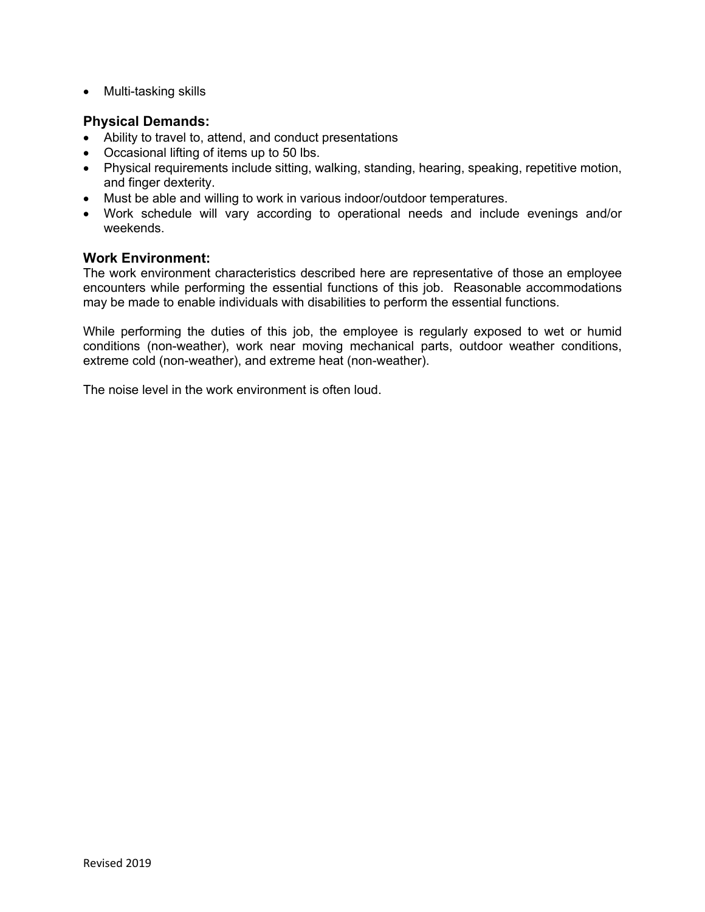- Multi-tasking skills

### Physical Demands:

- Ability to travel to, attend, and conduct presentations
- Occasional lifting of items up to 50 lbs.
- Physical requirements include sitting, walking, standing, hearing, speaking, repetitive motion, and finger dexterity.
- Must be able and willing to work in various indoor/outdoor temperatures.
- Work schedule will vary according to operational needs and include evenings and/or weekends.

### Work Environment:

The work environment characteristics described here are representative of those an employee encounters while performing the essential functions of this job. Reasonable accommodations may be made to enable individuals with disabilities to perform the essential functions.

While performing the duties of this job, the employee is regularly exposed to wet or humid conditions (non-weather), work near moving mechanical parts, outdoor weather conditions, extreme cold (non-weather), and extreme heat (non-weather).

The noise level in the work environment is often loud.

Revised 2019